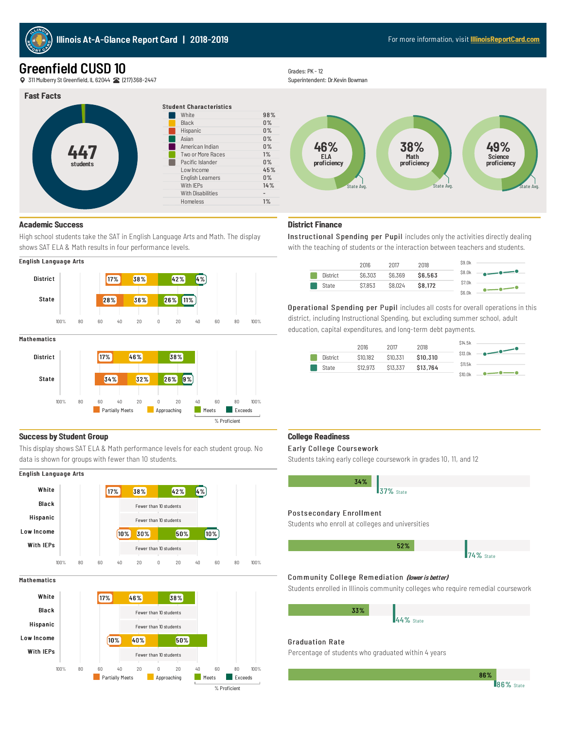# Illinois At-A-Glance Report Card | 2018-2019

For more information, visit IllinoisReportCard.com

## Greenfield CUSD 10

311 Mulberry St Greenfield, IL 62044 (217)368-2447

Grades: PK - 12
Superintendent: Dr.Kevin Bowman

### Fast Facts

**447** students

**Student Characteristics**

| Characteristic | % |
|---|---|
| White | 98% |
| Black | 0% |
| Hispanic | 0% |
| Asian | 0% |
| American Indian | 0% |
| Two or More Races | 1% |
| Pacific Islander | 0% |
| Low Income | 45% |
| English Learners | 0% |
| With IEPs | 14% |
| With Disabilities | - |
| Homeless | 1% |

46% ELA proficiency (State Avg.)

38% Math proficiency (State Avg.)

49% Science proficiency (State Avg.)

### Academic Success

High school students take the SAT in English Language Arts and Math. The display shows SAT ELA & Math results in four performance levels.

**English Language Arts**

| | Partially Meets | Approaching | Meets | Exceeds |
|---|---|---|---|---|
| District | 17% | 38% | 42% | 4% |
| State | 28% | 36% | 26% | 11% |

**Mathematics**

| | Partially Meets | Approaching | Meets | Exceeds |
|---|---|---|---|---|
| District | 17% | 46% | 38% | |
| State | 34% | 32% | 26% | 9% |

Partially Meets | Approaching | Meets | Exceeds (% Proficient = Meets + Exceeds)

### District Finance

**Instructional Spending per Pupil** includes only the activities directly dealing with the teaching of students or the interaction between teachers and students.

| | 2016 | 2017 | 2018 |
|---|---|---|---|
| District | $6,303 | $6,369 | **$6,563** |
| State | $7,853 | $8,024 | **$8,172** |

**Operational Spending per Pupil** includes all costs for overall operations in this district, including Instructional Spending, but excluding summer school, adult education, capital expenditures, and long-term debt payments.

| | 2016 | 2017 | 2018 |
|---|---|---|---|
| District | $10,182 | $10,331 | **$10,310** |
| State | $12,973 | $13,337 | **$13,764** |

### Success by Student Group

This display shows SAT ELA & Math performance levels for each student group. No data is shown for groups with fewer than 10 students.

**English Language Arts**

| | Partially Meets | Approaching | Meets | Exceeds |
|---|---|---|---|---|
| White | 17% | 38% | 42% | 4% |
| Black | Fewer than 10 students | | | |
| Hispanic | Fewer than 10 students | | | |
| Low Income | 10% | 30% | 50% | 10% |
| With IEPs | Fewer than 10 students | | | |

**Mathematics**

| | Partially Meets | Approaching | Meets | Exceeds |
|---|---|---|---|---|
| White | 17% | 46% | 38% | |
| Black | Fewer than 10 students | | | |
| Hispanic | Fewer than 10 students | | | |
| Low Income | 10% | 40% | 50% | |
| With IEPs | Fewer than 10 students | | | |

Partially Meets | Approaching | Meets | Exceeds (% Proficient = Meets + Exceeds)

### College Readiness

**Early College Coursework**

Students taking early college coursework in grades 10, 11, and 12

District: 34% | State: 37%

**Postsecondary Enrollment**

Students who enroll at colleges and universities

District: 52% | State: 74%

**Community College Remediation** *(lower is better)*

Students enrolled in Illinois community colleges who require remedial coursework

District: 33% | State: 44%

**Graduation Rate**

Percentage of students who graduated within 4 years

District: 86% | State: 86%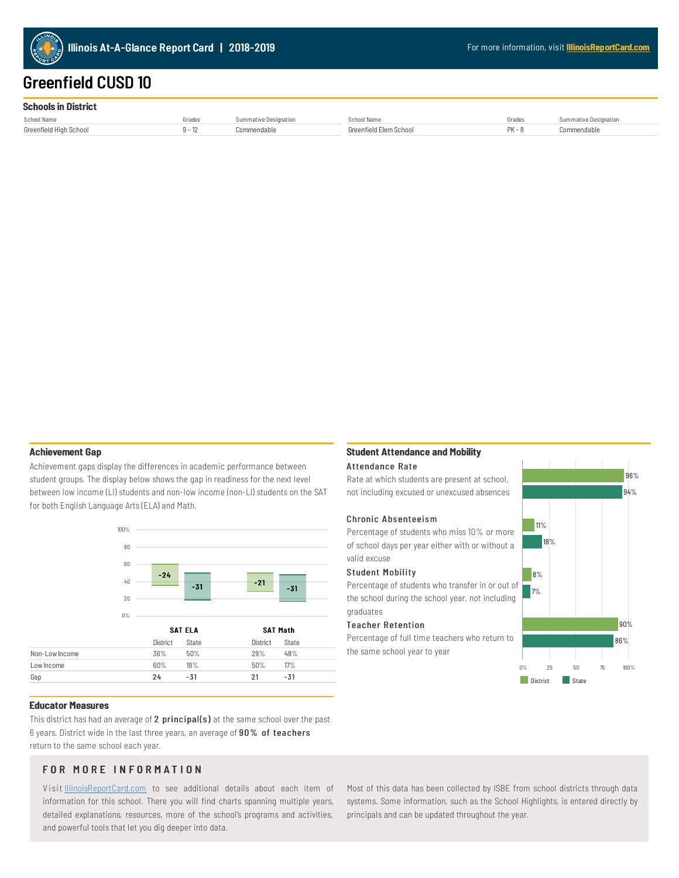Illinois At-A-Glance Report Card | 2018-2019

For more information, visit IllinoisReportCard.com

# Greenfield CUSD 10

### Schools in District

| School Name | Grades | Summative Designation |
|---|---|---|
| Greenfield High School | 9 - 12 | Commendable |
| Greenfield Elem School | PK - 8 | Commendable |

### Achievement Gap

Achievement gaps display the differences in academic performance between student groups. The display below shows the gap in readiness for the next level between low income (LI) students and non-low income (non-LI) students on the SAT for both English Language Arts (ELA) and Math.

100%
80
60
40
20
0%

-24
-31
-21
-31

| | SAT ELA | | SAT Math | |
|---|---|---|---|---|
| | District | State | District | State |
| Non-Low Income | 36% | 50% | 29% | 48% |
| Low Income | 60% | 19% | 50% | 17% |
| Gap | **24** | **-31** | **21** | **-31** |

### Student Attendance and Mobility

**Attendance Rate**
Rate at which students are present at school, not including excused or unexcused absences

96%
94%

**Chronic Absenteeism**
Percentage of students who miss 10% or more of school days per year either with or without a valid excuse

11%
18%

**Student Mobility**
Percentage of students who transfer in or out of the school during the school year, not including graduates

8%
7%

**Teacher Retention**
Percentage of full time teachers who return to the same school year to year

90%
86%

0% 25 50 75 100%

District State

### Educator Measures

This district has had an average of **2 principal(s)** at the same school over the past 6 years. District wide in the last three years, an average of **90% of teachers** return to the same school each year.

### FOR MORE INFORMATION

Visit IllinoisReportCard.com to see additional details about each item of information for this school. There you will find charts spanning multiple years, detailed explanations, resources, more of the school's programs and activities, and powerful tools that let you dig deeper into data.

Most of this data has been collected by ISBE from school districts through data systems. Some information, such as the School Highlights, is entered directly by principals and can be updated throughout the year.